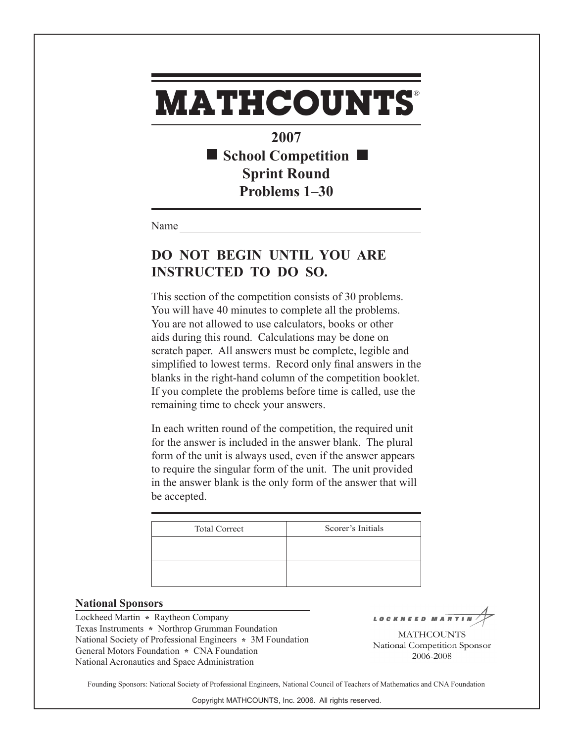# MATHCOUNTS®

## 2007

## ■ School Competition ■

## Sprint Round

## Problems 1–30

Name ______________________________________________

## DO NOT BEGIN UNTIL YOU ARE INSTRUCTED TO DO SO.

This section of the competition consists of 30 problems. You will have 40 minutes to complete all the problems. You are not allowed to use calculators, books or other aids during this round. Calculations may be done on scratch paper. All answers must be complete, legible and simplified to lowest terms. Record only final answers in the blanks in the right-hand column of the competition booklet. If you complete the problems before time is called, use the remaining time to check your answers.

In each written round of the competition, the required unit for the answer is included in the answer blank. The plural form of the unit is always used, even if the answer appears to require the singular form of the unit. The unit provided in the answer blank is the only form of the answer that will be accepted.

| Total Correct | Scorer's Initials |
|---|---|
| | |
| | |

**National Sponsors**

Lockheed Martin * Raytheon Company
Texas Instruments * Northrop Grumman Foundation
National Society of Professional Engineers * 3M Foundation
General Motors Foundation * CNA Foundation
National Aeronautics and Space Administration

LOCKHEED MARTIN
MATHCOUNTS
National Competition Sponsor
2006-2008

Founding Sponsors: National Society of Professional Engineers, National Council of Teachers of Mathematics and CNA Foundation

Copyright MATHCOUNTS, Inc. 2006. All rights reserved.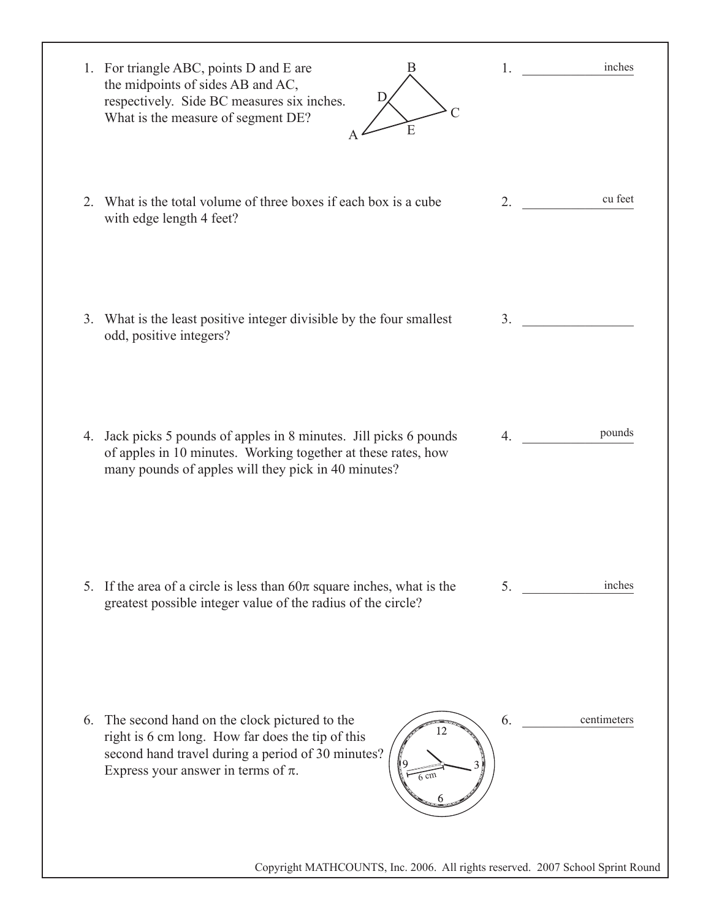1. For triangle ABC, points D and E are the midpoints of sides AB and AC, respectively. Side BC measures six inches. What is the measure of segment DE?

   1. ________ inches

2. What is the total volume of three boxes if each box is a cube with edge length 4 feet?

   2. ________ cu feet

3. What is the least positive integer divisible by the four smallest odd, positive integers?

   3. ________

4. Jack picks 5 pounds of apples in 8 minutes. Jill picks 6 pounds of apples in 10 minutes. Working together at these rates, how many pounds of apples will they pick in 40 minutes?

   4. ________ pounds

5. If the area of a circle is less than $60\pi$ square inches, what is the greatest possible integer value of the radius of the circle?

   5. ________ inches

6. The second hand on the clock pictured to the right is 6 cm long. How far does the tip of this second hand travel during a period of 30 minutes? Express your answer in terms of $\pi$.

   6. ________ centimeters

Copyright MATHCOUNTS, Inc. 2006. All rights reserved. 2007 School Sprint Round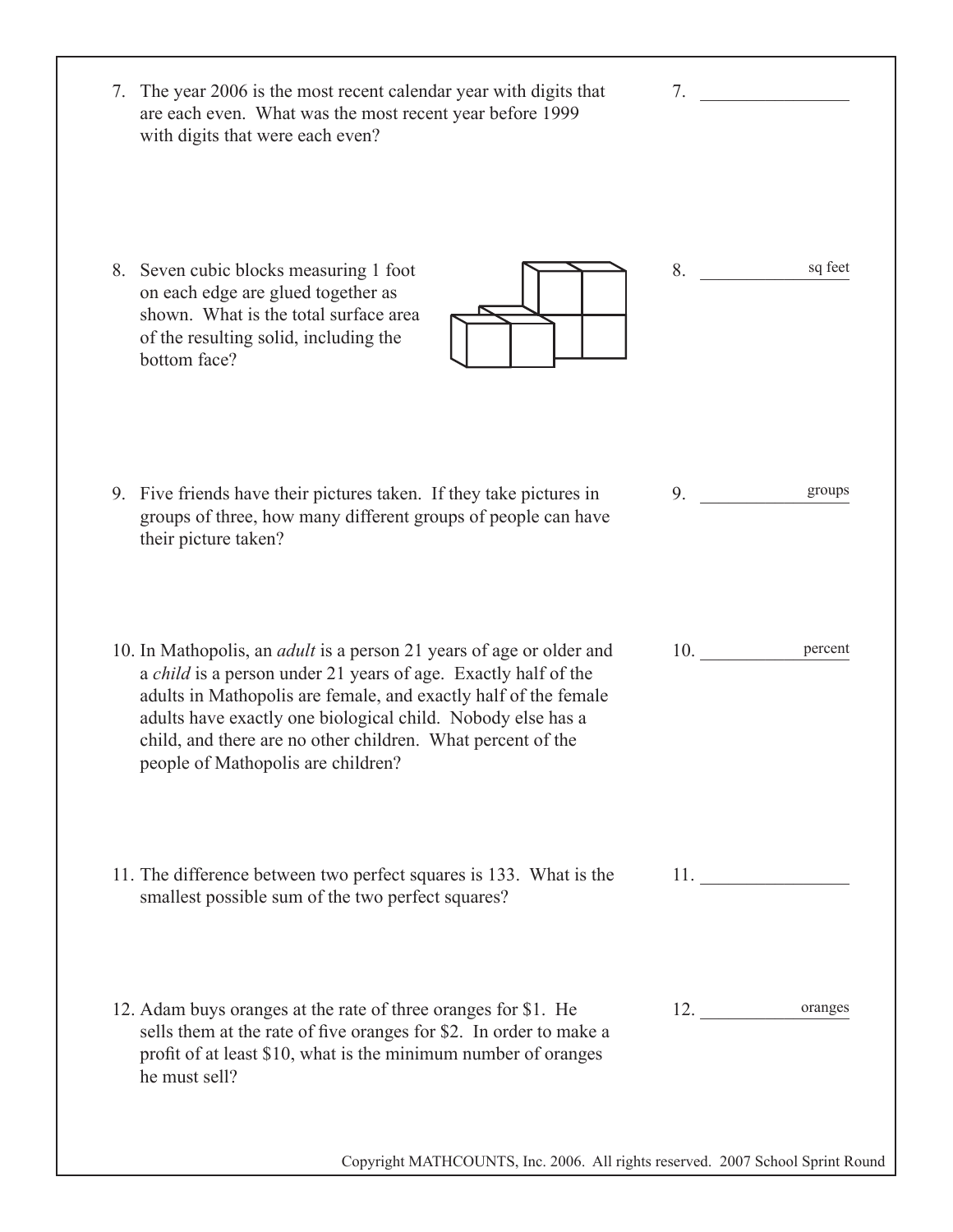7. The year 2006 is the most recent calendar year with digits that are each even. What was the most recent year before 1999 with digits that were each even?

7. ______________

8. Seven cubic blocks measuring 1 foot on each edge are glued together as shown. What is the total surface area of the resulting solid, including the bottom face?

8. ______________ sq feet

9. Five friends have their pictures taken. If they take pictures in groups of three, how many different groups of people can have their picture taken?

9. ______________ groups

10. In Mathopolis, an *adult* is a person 21 years of age or older and a *child* is a person under 21 years of age. Exactly half of the adults in Mathopolis are female, and exactly half of the female adults have exactly one biological child. Nobody else has a child, and there are no other children. What percent of the people of Mathopolis are children?

10. ______________ percent

11. The difference between two perfect squares is 133. What is the smallest possible sum of the two perfect squares?

11. ______________

12. Adam buys oranges at the rate of three oranges for \$1. He sells them at the rate of five oranges for \$2. In order to make a profit of at least \$10, what is the minimum number of oranges he must sell?

12. ______________ oranges

Copyright MATHCOUNTS, Inc. 2006. All rights reserved. 2007 School Sprint Round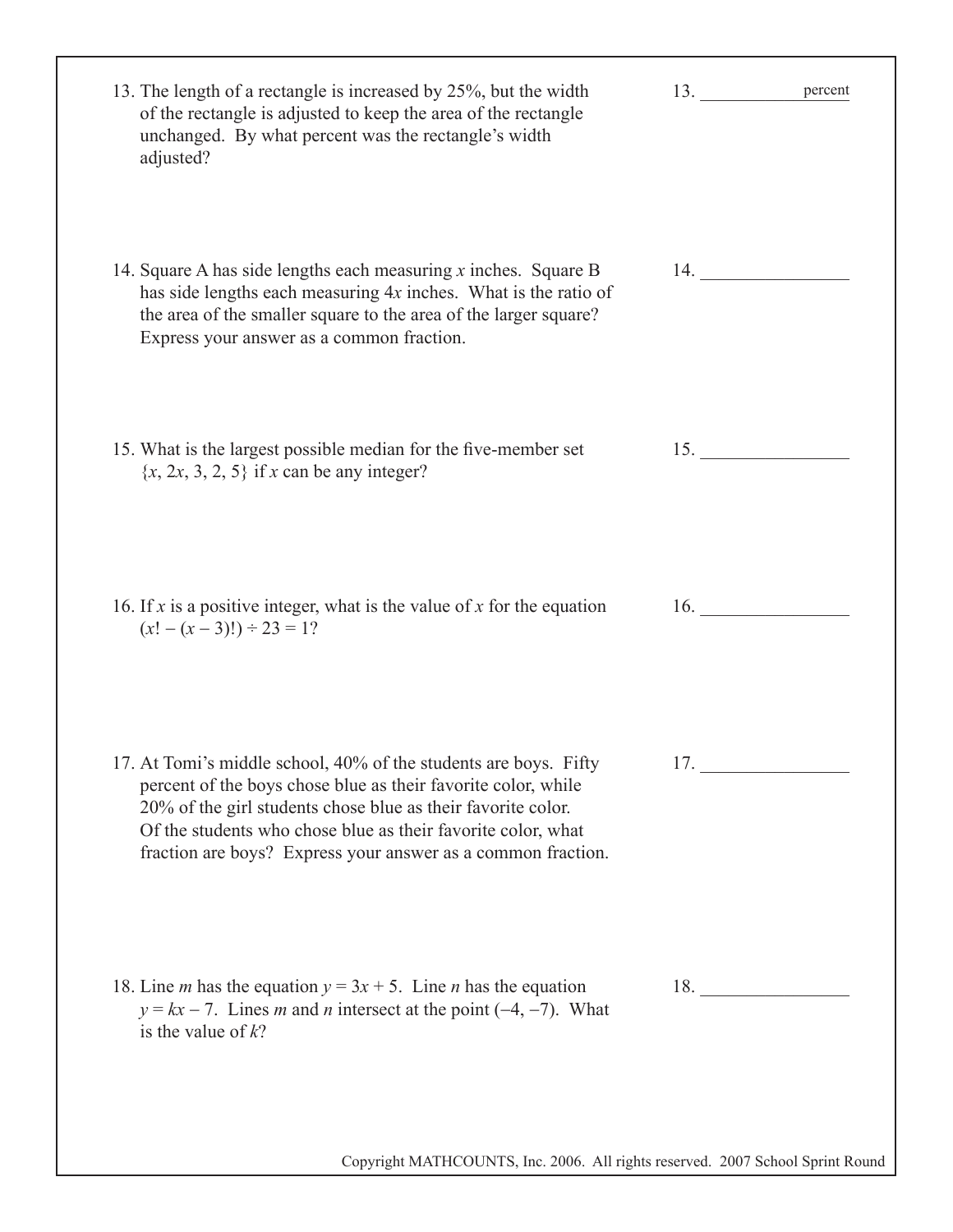13. The length of a rectangle is increased by 25%, but the width of the rectangle is adjusted to keep the area of the rectangle unchanged. By what percent was the rectangle's width adjusted?

13. ____________ percent

14. Square A has side lengths each measuring $x$ inches. Square B has side lengths each measuring $4x$ inches. What is the ratio of the area of the smaller square to the area of the larger square? Express your answer as a common fraction.

14. ____________

15. What is the largest possible median for the five-member set $\{x, 2x, 3, 2, 5\}$ if $x$ can be any integer?

15. ____________

16. If $x$ is a positive integer, what is the value of $x$ for the equation $(x! - (x - 3)!) \div 23 = 1$?

16. ____________

17. At Tomi's middle school, 40% of the students are boys. Fifty percent of the boys chose blue as their favorite color, while 20% of the girl students chose blue as their favorite color. Of the students who chose blue as their favorite color, what fraction are boys? Express your answer as a common fraction.

17. ____________

18. Line $m$ has the equation $y = 3x + 5$. Line $n$ has the equation $y = kx - 7$. Lines $m$ and $n$ intersect at the point $(-4, -7)$. What is the value of $k$?

18. ____________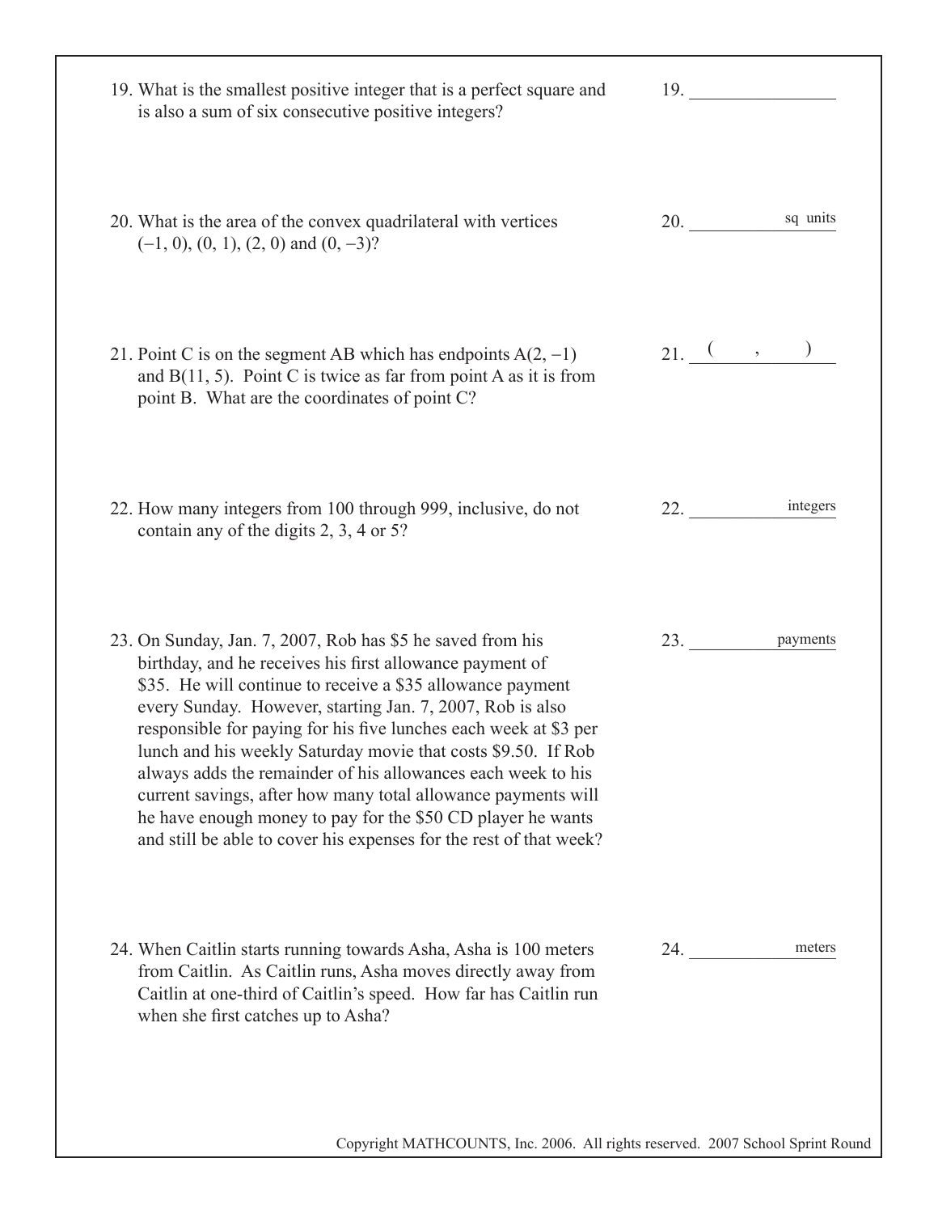19. What is the smallest positive integer that is a perfect square and is also a sum of six consecutive positive integers?

19. \_\_\_\_\_\_\_\_\_\_\_\_\_\_\_

20. What is the area of the convex quadrilateral with vertices $(-1, 0)$, $(0, 1)$, $(2, 0)$ and $(0, -3)$?

20. \_\_\_\_\_\_\_\_\_\_\_\_ sq units

21. Point C is on the segment AB which has endpoints $A(2, -1)$ and $B(11, 5)$. Point C is twice as far from point A as it is from point B. What are the coordinates of point C?

21. ( \_\_\_\_ , \_\_\_\_ )

22. How many integers from 100 through 999, inclusive, do not contain any of the digits 2, 3, 4 or 5?

22. \_\_\_\_\_\_\_\_\_\_\_\_ integers

23. On Sunday, Jan. 7, 2007, Rob has \$5 he saved from his birthday, and he receives his first allowance payment of \$35. He will continue to receive a \$35 allowance payment every Sunday. However, starting Jan. 7, 2007, Rob is also responsible for paying for his five lunches each week at \$3 per lunch and his weekly Saturday movie that costs \$9.50. If Rob always adds the remainder of his allowances each week to his current savings, after how many total allowance payments will he have enough money to pay for the \$50 CD player he wants and still be able to cover his expenses for the rest of that week?

23. \_\_\_\_\_\_\_\_\_\_\_\_ payments

24. When Caitlin starts running towards Asha, Asha is 100 meters from Caitlin. As Caitlin runs, Asha moves directly away from Caitlin at one-third of Caitlin's speed. How far has Caitlin run when she first catches up to Asha?

24. \_\_\_\_\_\_\_\_\_\_\_\_ meters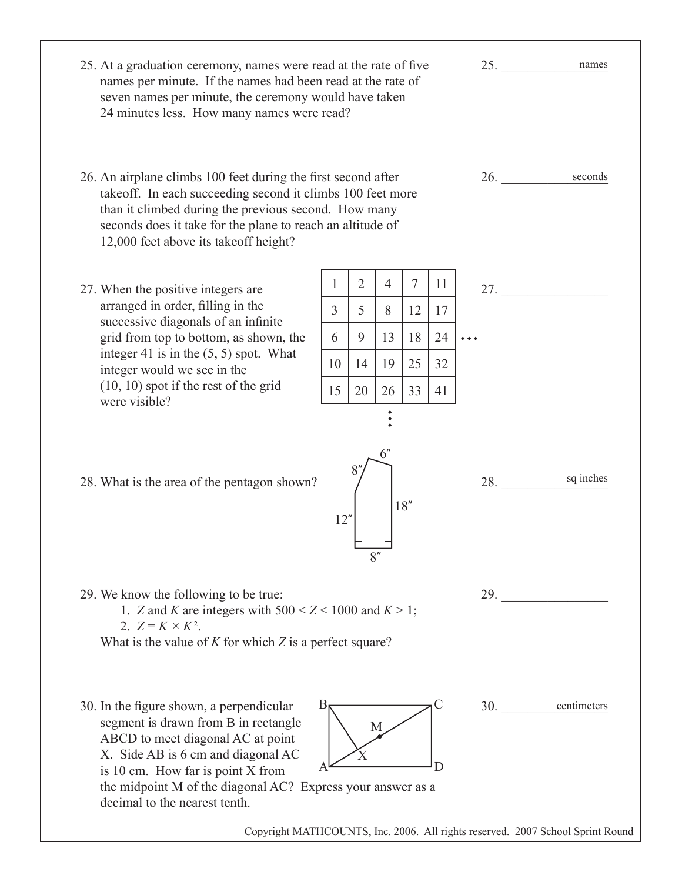25. At a graduation ceremony, names were read at the rate of five names per minute. If the names had been read at the rate of seven names per minute, the ceremony would have taken 24 minutes less. How many names were read?

25. ____________ names

26. An airplane climbs 100 feet during the first second after takeoff. In each succeeding second it climbs 100 feet more than it climbed during the previous second. How many seconds does it take for the plane to reach an altitude of 12,000 feet above its takeoff height?

26. ____________ seconds

27. When the positive integers are arranged in order, filling in the successive diagonals of an infinite grid from top to bottom, as shown, the integer 41 is in the (5, 5) spot. What integer would we see in the (10, 10) spot if the rest of the grid were visible?

| | | | | | |
|---|---|---|---|---|---|
| 1 | 2 | 4 | 7 | 11 | |
| 3 | 5 | 8 | 12 | 17 | |
| 6 | 9 | 13 | 18 | 24 | ... |
| 10 | 14 | 19 | 25 | 32 | |
| 15 | 20 | 26 | 33 | 41 | |
| | | ⋮ | | | |

27. ____________

28. What is the area of the pentagon shown?

6″

8″

18″

12″

8″

28. ____________ sq inches

29. We know the following to be true:

1. $Z$ and $K$ are integers with $500 < Z < 1000$ and $K > 1$;
2. $Z = K \times K^2$.

What is the value of $K$ for which $Z$ is a perfect square?

29. ____________

30. In the figure shown, a perpendicular segment is drawn from B in rectangle ABCD to meet diagonal AC at point X. Side AB is 6 cm and diagonal AC is 10 cm. How far is point X from the midpoint M of the diagonal AC? Express your answer as a decimal to the nearest tenth.

B C M X A D

30. ____________ centimeters

Copyright MATHCOUNTS, Inc. 2006. All rights reserved. 2007 School Sprint Round